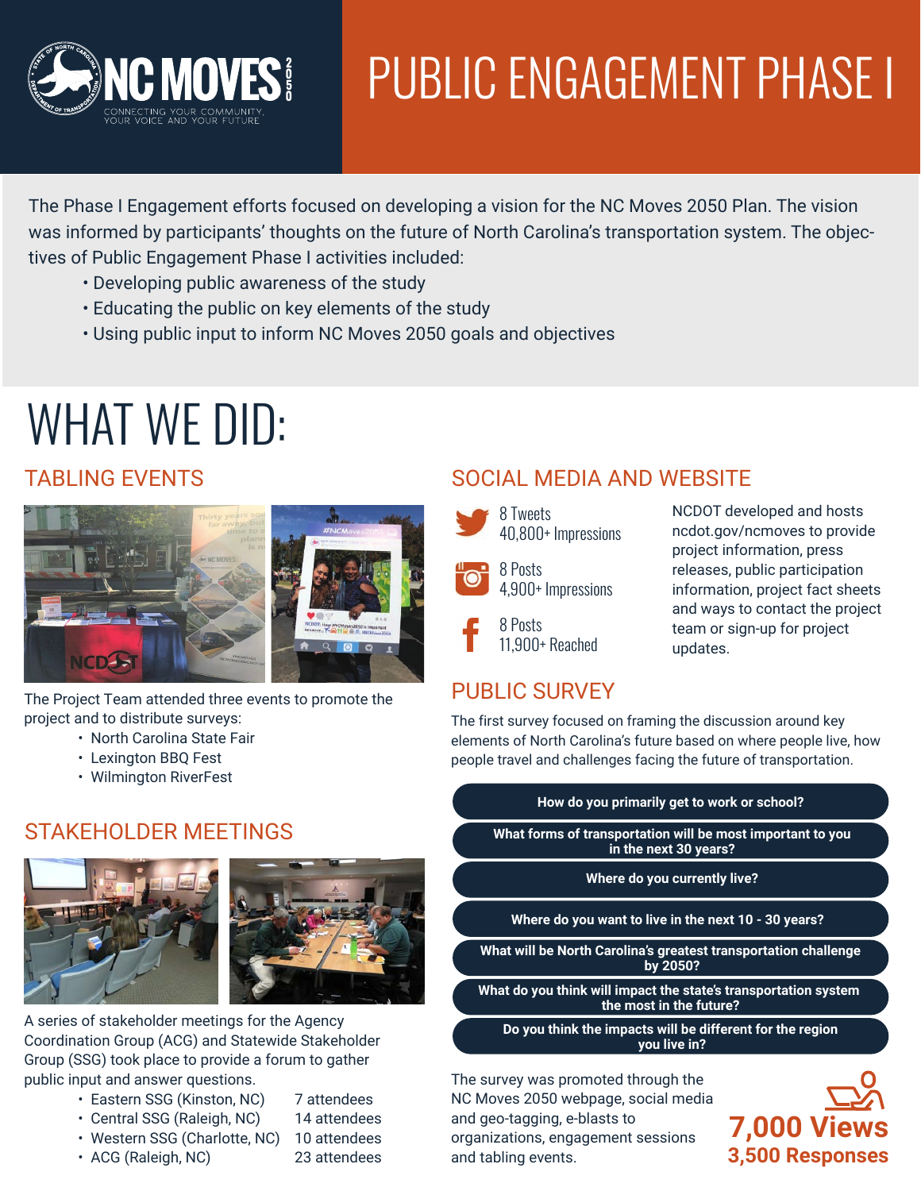NC MOVES 2050

CONNECTING YOUR COMMUNITY, YOUR VOICE AND YOUR FUTURE

# PUBLIC ENGAGEMENT PHASE I

The Phase I Engagement efforts focused on developing a vision for the NC Moves 2050 Plan. The vision was informed by participants' thoughts on the future of North Carolina's transportation system. The objectives of Public Engagement Phase I activities included:

- Developing public awareness of the study
- Educating the public on key elements of the study
- Using public input to inform NC Moves 2050 goals and objectives

# WHAT WE DID:

## TABLING EVENTS

The Project Team attended three events to promote the project and to distribute surveys:

- North Carolina State Fair
- Lexington BBQ Fest
- Wilmington RiverFest

## STAKEHOLDER MEETINGS

A series of stakeholder meetings for the Agency Coordination Group (ACG) and Statewide Stakeholder Group (SSG) took place to provide a forum to gather public input and answer questions.

| Meeting | Attendees |
| --- | --- |
| Eastern SSG (Kinston, NC) | 7 attendees |
| Central SSG (Raleigh, NC) | 14 attendees |
| Western SSG (Charlotte, NC) | 10 attendees |
| ACG (Raleigh, NC) | 23 attendees |

## SOCIAL MEDIA AND WEBSITE

- 8 Tweets, 40,800+ Impressions
- 8 Posts, 4,900+ Impressions
- 8 Posts, 11,900+ Reached

NCDOT developed and hosts ncdot.gov/ncmoves to provide project information, press releases, public participation information, project fact sheets and ways to contact the project team or sign-up for project updates.

## PUBLIC SURVEY

The first survey focused on framing the discussion around key elements of North Carolina's future based on where people live, how people travel and challenges facing the future of transportation.

- **How do you primarily get to work or school?**
- **What forms of transportation will be most important to you in the next 30 years?**
- **Where do you currently live?**
- **Where do you want to live in the next 10 - 30 years?**
- **What will be North Carolina's greatest transportation challenge by 2050?**
- **What do you think will impact the state's transportation system the most in the future?**
- **Do you think the impacts will be different for the region you live in?**

The survey was promoted through the NC Moves 2050 webpage, social media and geo-tagging, e-blasts to organizations, engagement sessions and tabling events.

**7,000 Views**
**3,500 Responses**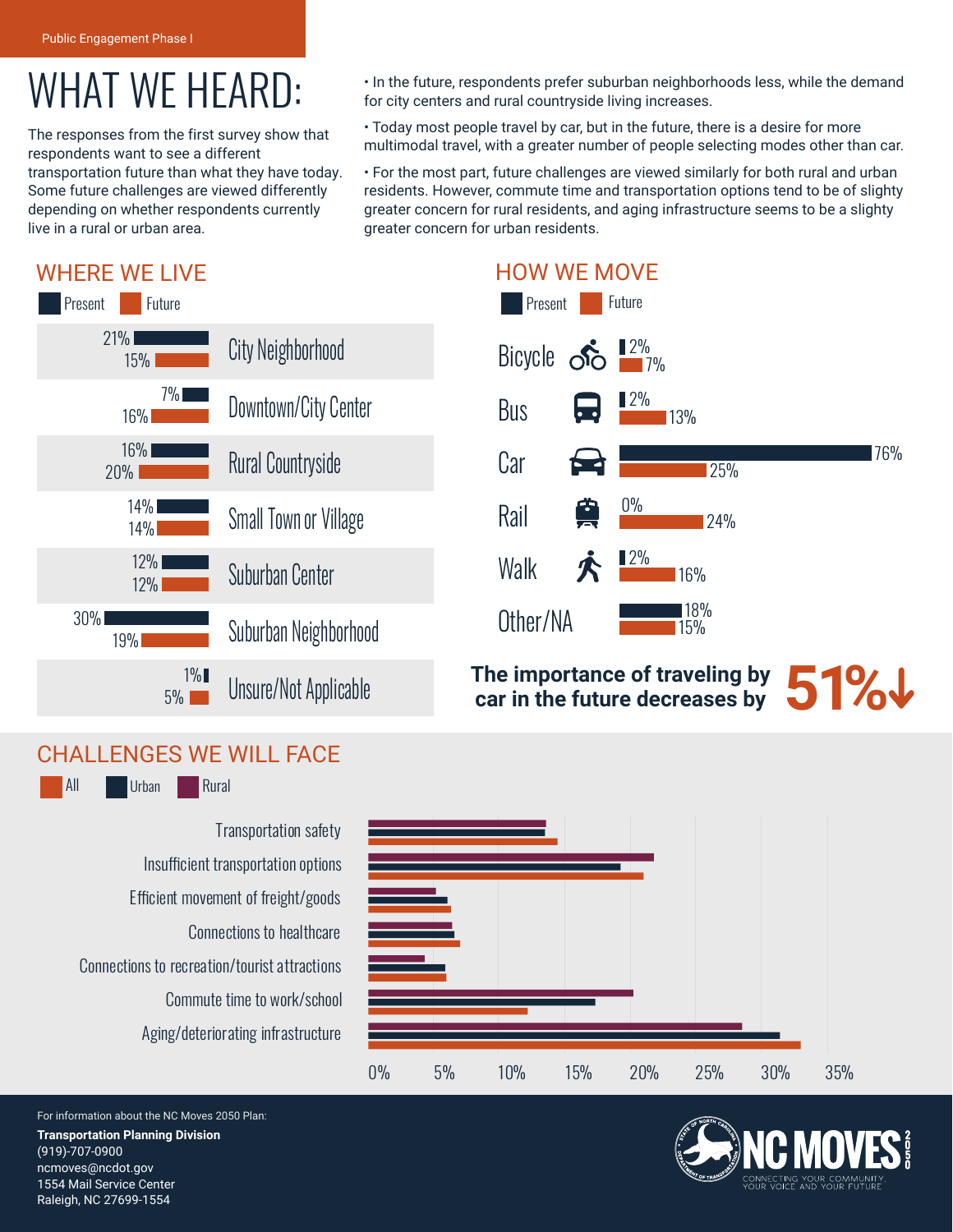Public Engagement Phase I

# WHAT WE HEARD:

The responses from the first survey show that respondents want to see a different transportation future than what they have today. Some future challenges are viewed differently depending on whether respondents currently live in a rural or urban area.

- In the future, respondents prefer suburban neighborhoods less, while the demand for city centers and rural countryside living increases.
- Today most people travel by car, but in the future, there is a desire for more multimodal travel, with a greater number of people selecting modes other than car.
- For the most part, future challenges are viewed similarly for both rural and urban residents. However, commute time and transportation options tend to be of slighty greater concern for rural residents, and aging infrastructure seems to be a slighty greater concern for urban residents.

## WHERE WE LIVE

Present
Future

City Neighborhood: 21%, 15%
Downtown/City Center: 7%, 16%
Rural Countryside: 16%, 20%
Small Town or Village: 14%, 14%
Suburban Center: 12%, 12%
Suburban Neighborhood: 30%, 19%
Unsure/Not Applicable: 1%, 5%

## HOW WE MOVE

Present
Future

Bicycle: 2%, 7%
Bus: 2%, 13%
Car: 76%, 25%
Rail: 0%, 24%
Walk: 2%, 16%
Other/NA: 18%, 15%

**The importance of traveling by car in the future decreases by 51%↓**

## CHALLENGES WE WILL FACE

All
Urban
Rural

Transportation safety
Insufficient transportation options
Efficient movement of freight/goods
Connections to healthcare
Connections to recreation/tourist attractions
Commute time to work/school
Aging/deteriorating infrastructure

0% 5% 10% 15% 20% 25% 30% 35%

For information about the NC Moves 2050 Plan:

**Transportation Planning Division**
(919)-707-0900
ncmoves@ncdot.gov
1554 Mail Service Center
Raleigh, NC 27699-1554

NC MOVES 2050
CONNECTING YOUR COMMUNITY, YOUR VOICE AND YOUR FUTURE